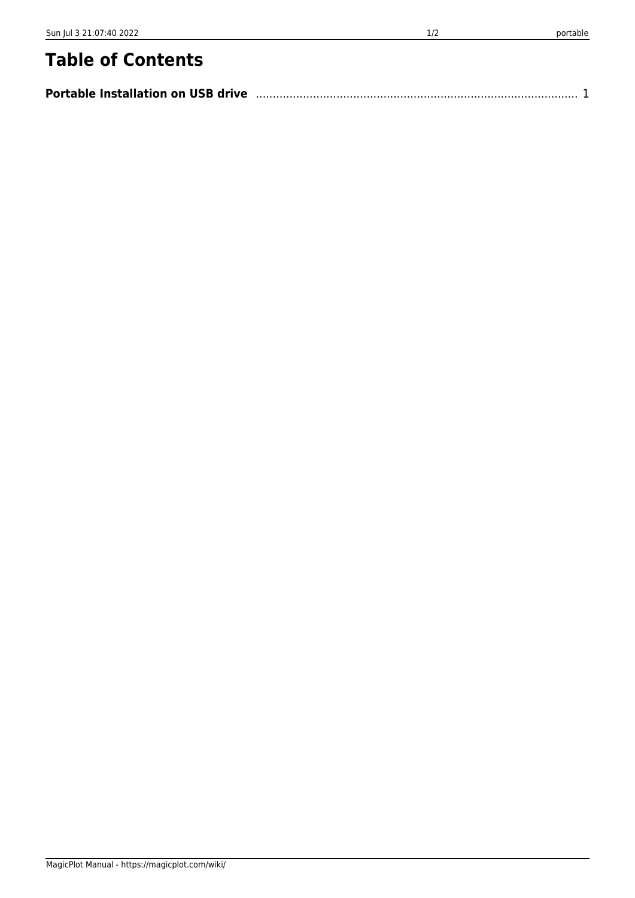# Table of Contents

**Portable Installation on USB drive** ........................................................................................ 1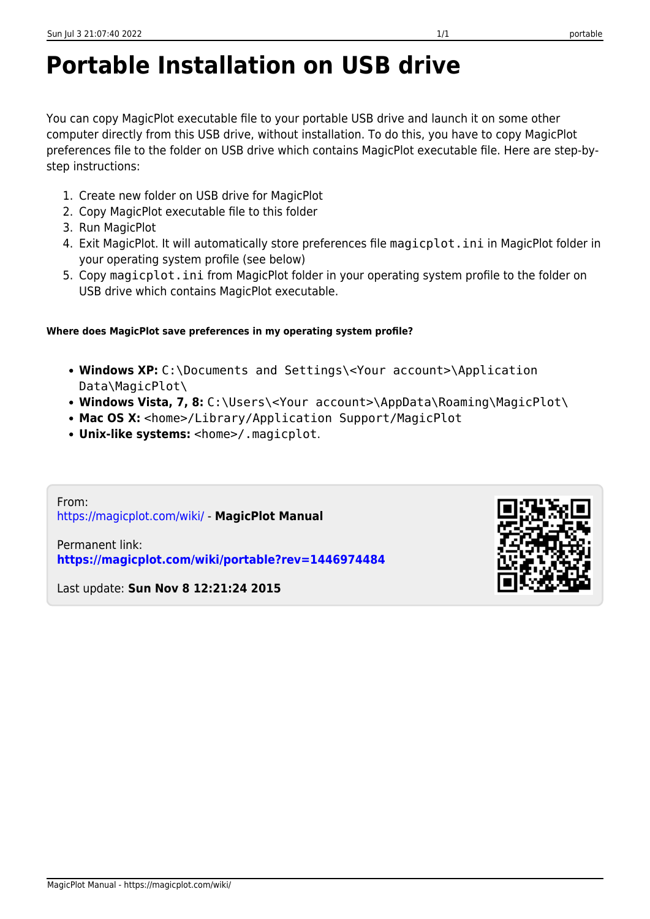# Portable Installation on USB drive

You can copy MagicPlot executable file to your portable USB drive and launch it on some other computer directly from this USB drive, without installation. To do this, you have to copy MagicPlot preferences file to the folder on USB drive which contains MagicPlot executable file. Here are step-by-step instructions:

1. Create new folder on USB drive for MagicPlot
2. Copy MagicPlot executable file to this folder
3. Run MagicPlot
4. Exit MagicPlot. It will automatically store preferences file `magicplot.ini` in MagicPlot folder in your operating system profile (see below)
5. Copy `magicplot.ini` from MagicPlot folder in your operating system profile to the folder on USB drive which contains MagicPlot executable.

##### Where does MagicPlot save preferences in my operating system profile?

- **Windows XP:** `C:\Documents and Settings\<Your account>\Application Data\MagicPlot\`
- **Windows Vista, 7, 8:** `C:\Users\<Your account>\AppData\Roaming\MagicPlot\`
- **Mac OS X:** `<home>/Library/Application Support/MagicPlot`
- **Unix-like systems:** `<home>/.magicplot`.

From:
https://magicplot.com/wiki/ - **MagicPlot Manual**

Permanent link:
**https://magicplot.com/wiki/portable?rev=1446974484**

Last update: **Sun Nov 8 12:21:24 2015**